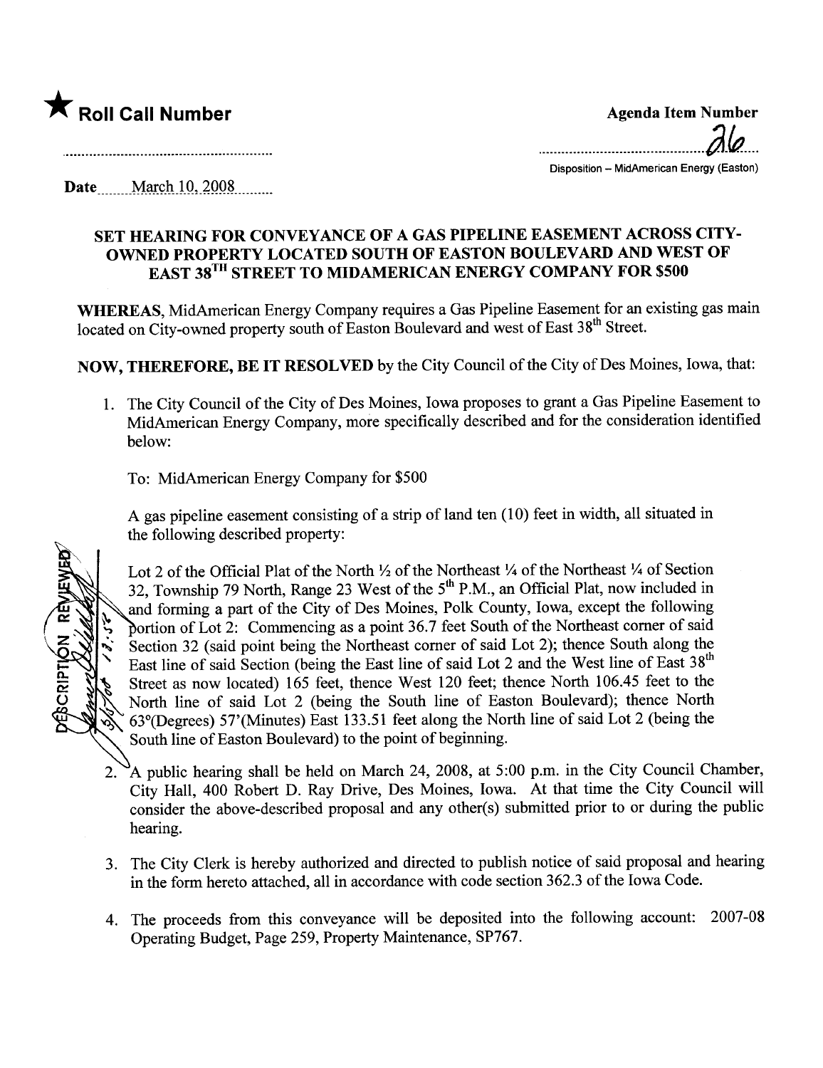★ **Roll Call Number**

**Agenda Item Number**

26

Disposition – MidAmerican Energy (Easton)

**Date** March 10, 2008

## SET HEARING FOR CONVEYANCE OF A GAS PIPELINE EASEMENT ACROSS CITY-OWNED PROPERTY LOCATED SOUTH OF EASTON BOULEVARD AND WEST OF EAST 38TH STREET TO MIDAMERICAN ENERGY COMPANY FOR $500

**WHEREAS**, MidAmerican Energy Company requires a Gas Pipeline Easement for an existing gas main located on City-owned property south of Easton Boulevard and west of East 38th Street.

**NOW, THEREFORE, BE IT RESOLVED** by the City Council of the City of Des Moines, Iowa, that:

1. The City Council of the City of Des Moines, Iowa proposes to grant a Gas Pipeline Easement to MidAmerican Energy Company, more specifically described and for the consideration identified below:

   To: MidAmerican Energy Company for $500

   A gas pipeline easement consisting of a strip of land ten (10) feet in width, all situated in the following described property:

   Lot 2 of the Official Plat of the North ½ of the Northeast ¼ of the Northeast ¼ of Section 32, Township 79 North, Range 23 West of the 5th P.M., an Official Plat, now included in and forming a part of the City of Des Moines, Polk County, Iowa, except the following portion of Lot 2: Commencing as a point 36.7 feet South of the Northeast corner of said Section 32 (said point being the Northeast corner of said Lot 2); thence South along the East line of said Section (being the East line of said Lot 2 and the West line of East 38th Street as now located) 165 feet, thence West 120 feet; thence North 106.45 feet to the North line of said Lot 2 (being the South line of Easton Boulevard); thence North 63°(Degrees) 57'(Minutes) East 133.51 feet along the North line of said Lot 2 (being the South line of Easton Boulevard) to the point of beginning.

2. A public hearing shall be held on March 24, 2008, at 5:00 p.m. in the City Council Chamber, City Hall, 400 Robert D. Ray Drive, Des Moines, Iowa. At that time the City Council will consider the above-described proposal and any other(s) submitted prior to or during the public hearing.

3. The City Clerk is hereby authorized and directed to publish notice of said proposal and hearing in the form hereto attached, all in accordance with code section 362.3 of the Iowa Code.

4. The proceeds from this conveyance will be deposited into the following account: 2007-08 Operating Budget, Page 259, Property Maintenance, SP767.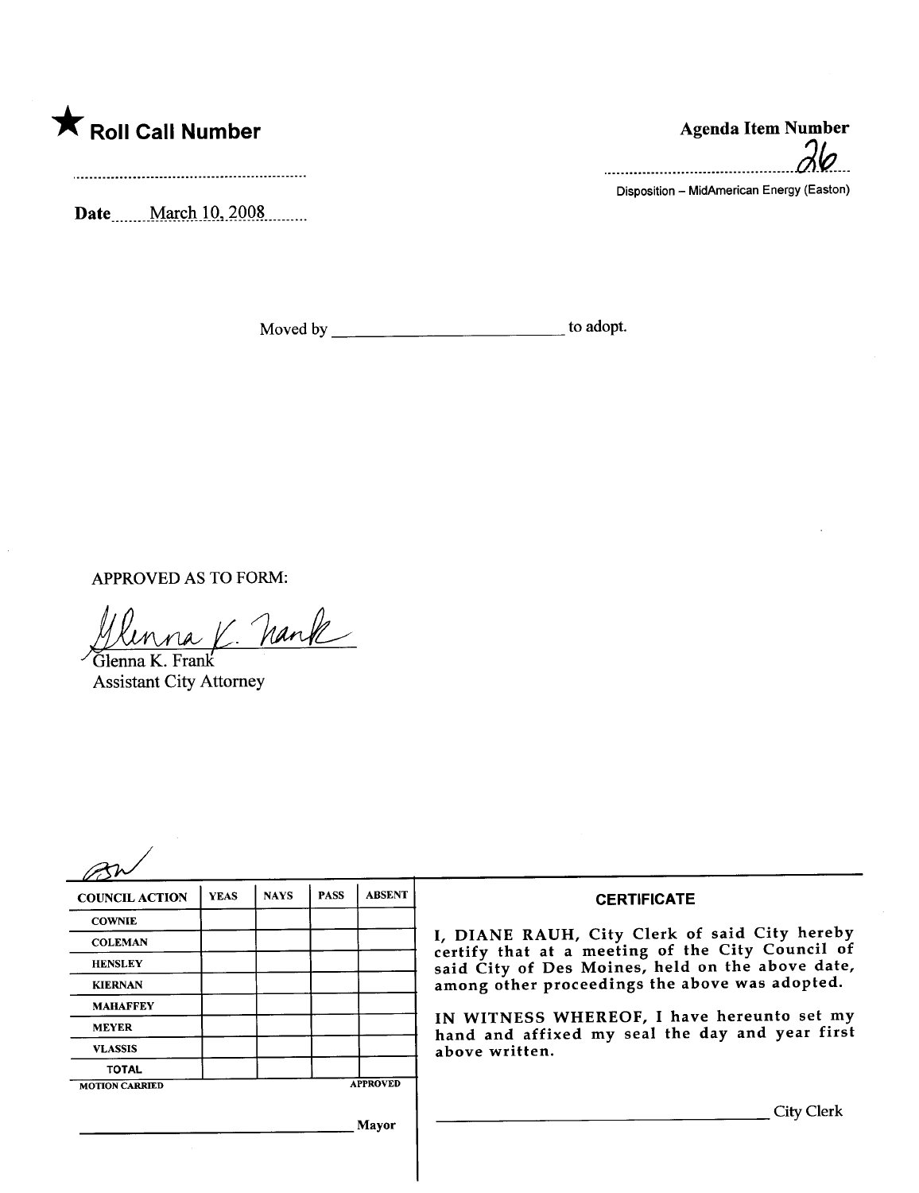★ **Roll Call Number**

..........................................................

**Date** March 10, 2008

**Agenda Item Number**

26

Disposition – MidAmerican Energy (Easton)

Moved by ______________________ to adopt.

APPROVED AS TO FORM:

Glenna K. Frank
Glenna K. Frank
Assistant City Attorney

| COUNCIL ACTION | YEAS | NAYS | PASS | ABSENT |
|---|---|---|---|---|
| COWNIE | | | | |
| COLEMAN | | | | |
| HENSLEY | | | | |
| KIERNAN | | | | |
| MAHAFFEY | | | | |
| MEYER | | | | |
| VLASSIS | | | | |
| TOTAL | | | | |

MOTION CARRIED APPROVED

______________________________ Mayor

**CERTIFICATE**

I, DIANE RAUH, City Clerk of said City hereby certify that at a meeting of the City Council of said City of Des Moines, held on the above date, among other proceedings the above was adopted.

IN WITNESS WHEREOF, I have hereunto set my hand and affixed my seal the day and year first above written.

______________________________ City Clerk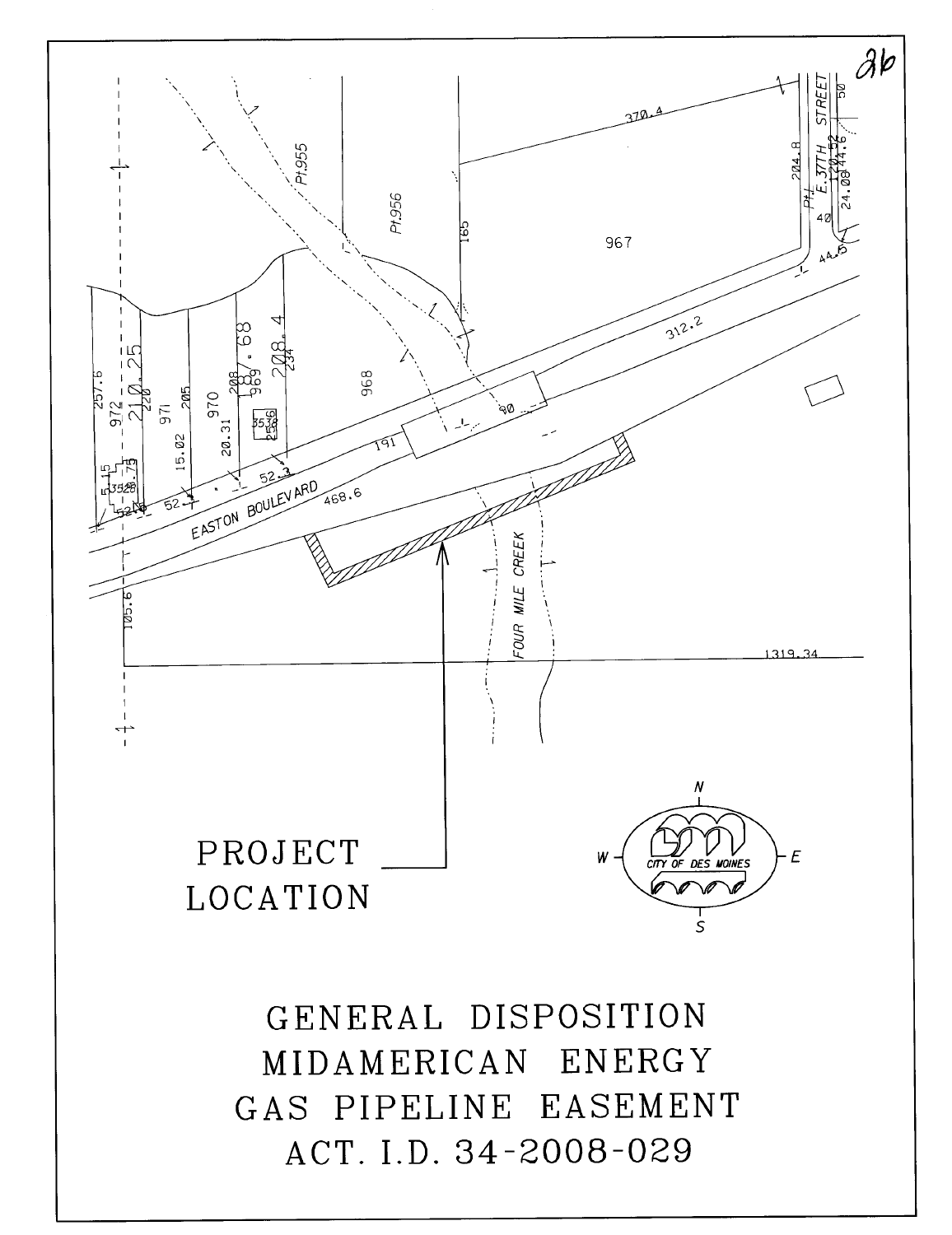26

P.955

P.956

967

370.4

204.8

E. 37TH STREET

165

968

969

970

971

972

257.6

210.25

220

205

208

187.68

208.4

234

15.02

20.31

52.3

52

5.15

3528

3536

191

80

312.2

EASTON BOULEVARD

468.6

FOUR MILE CREEK

105.6

1319.34

PROJECT LOCATION

N

W

E

S

CITY OF DES MOINES

# GENERAL DISPOSITION
# MIDAMERICAN ENERGY
# GAS PIPELINE EASEMENT
# ACT. I.D. 34-2008-029